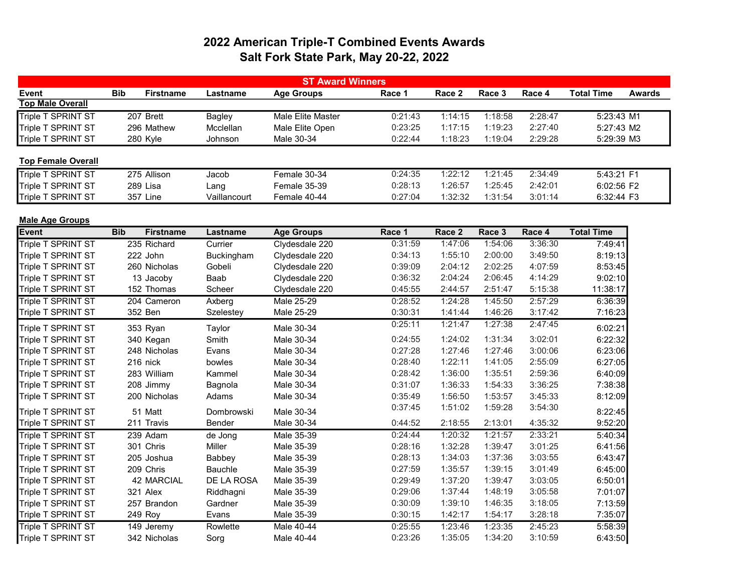# 2022 American Triple-T Combined Events Awards
## Salt Fork State Park, May 20-22, 2022

## ST Award Winners

| Event | Bib | Firstname | Lastname | Age Groups | Race 1 | Race 2 | Race 3 | Race 4 | Total Time | Awards |
|---|---|---|---|---|---|---|---|---|---|---|
| **Top Male Overall** | | | | | | | | | | |
| Triple T SPRINT ST | 207 | Brett | Bagley | Male Elite Master | 0:21:43 | 1:14:15 | 1:18:58 | 2:28:47 | 5:23:43 | M1 |
| Triple T SPRINT ST | 296 | Mathew | Mcclellan | Male Elite Open | 0:23:25 | 1:17:15 | 1:19:23 | 2:27:40 | 5:27:43 | M2 |
| Triple T SPRINT ST | 280 | Kyle | Johnson | Male 30-34 | 0:22:44 | 1:18:23 | 1:19:04 | 2:29:28 | 5:29:39 | M3 |
| **Top Female Overall** | | | | | | | | | | |
| Triple T SPRINT ST | 275 | Allison | Jacob | Female 30-34 | 0:24:35 | 1:22:12 | 1:21:45 | 2:34:49 | 5:43:21 | F1 |
| Triple T SPRINT ST | 289 | Lisa | Lang | Female 35-39 | 0:28:13 | 1:26:57 | 1:25:45 | 2:42:01 | 6:02:56 | F2 |
| Triple T SPRINT ST | 357 | Line | Vaillancourt | Female 40-44 | 0:27:04 | 1:32:32 | 1:31:54 | 3:01:14 | 6:32:44 | F3 |

### Male Age Groups

| Event | Bib | Firstname | Lastname | Age Groups | Race 1 | Race 2 | Race 3 | Race 4 | Total Time |
|---|---|---|---|---|---|---|---|---|---|
| Triple T SPRINT ST | 235 | Richard | Currier | Clydesdale 220 | 0:31:59 | 1:47:06 | 1:54:06 | 3:36:30 | 7:49:41 |
| Triple T SPRINT ST | 222 | John | Buckingham | Clydesdale 220 | 0:34:13 | 1:55:10 | 2:00:00 | 3:49:50 | 8:19:13 |
| Triple T SPRINT ST | 260 | Nicholas | Gobeli | Clydesdale 220 | 0:39:09 | 2:04:12 | 2:02:25 | 4:07:59 | 8:53:45 |
| Triple T SPRINT ST | 13 | Jacoby | Baab | Clydesdale 220 | 0:36:32 | 2:04:24 | 2:06:45 | 4:14:29 | 9:02:10 |
| Triple T SPRINT ST | 152 | Thomas | Scheer | Clydesdale 220 | 0:45:55 | 2:44:57 | 2:51:47 | 5:15:38 | 11:38:17 |
| Triple T SPRINT ST | 204 | Cameron | Axberg | Male 25-29 | 0:28:52 | 1:24:28 | 1:45:50 | 2:57:29 | 6:36:39 |
| Triple T SPRINT ST | 352 | Ben | Szelestey | Male 25-29 | 0:30:31 | 1:41:44 | 1:46:26 | 3:17:42 | 7:16:23 |
| Triple T SPRINT ST | 353 | Ryan | Taylor | Male 30-34 | 0:25:11 | 1:21:47 | 1:27:38 | 2:47:45 | 6:02:21 |
| Triple T SPRINT ST | 340 | Kegan | Smith | Male 30-34 | 0:24:55 | 1:24:02 | 1:31:34 | 3:02:01 | 6:22:32 |
| Triple T SPRINT ST | 248 | Nicholas | Evans | Male 30-34 | 0:27:28 | 1:27:46 | 1:27:46 | 3:00:06 | 6:23:06 |
| Triple T SPRINT ST | 216 | nick | bowles | Male 30-34 | 0:28:40 | 1:22:11 | 1:41:05 | 2:55:09 | 6:27:05 |
| Triple T SPRINT ST | 283 | William | Kammel | Male 30-34 | 0:28:42 | 1:36:00 | 1:35:51 | 2:59:36 | 6:40:09 |
| Triple T SPRINT ST | 208 | Jimmy | Bagnola | Male 30-34 | 0:31:07 | 1:36:33 | 1:54:33 | 3:36:25 | 7:38:38 |
| Triple T SPRINT ST | 200 | Nicholas | Adams | Male 30-34 | 0:35:49 | 1:56:50 | 1:53:57 | 3:45:33 | 8:12:09 |
| Triple T SPRINT ST | 51 | Matt | Dombrowski | Male 30-34 | 0:37:45 | 1:51:02 | 1:59:28 | 3:54:30 | 8:22:45 |
| Triple T SPRINT ST | 211 | Travis | Bender | Male 30-34 | 0:44:52 | 2:18:55 | 2:13:01 | 4:35:32 | 9:52:20 |
| Triple T SPRINT ST | 239 | Adam | de Jong | Male 35-39 | 0:24:44 | 1:20:32 | 1:21:57 | 2:33:21 | 5:40:34 |
| Triple T SPRINT ST | 301 | Chris | Miller | Male 35-39 | 0:28:16 | 1:32:28 | 1:39:47 | 3:01:25 | 6:41:56 |
| Triple T SPRINT ST | 205 | Joshua | Babbey | Male 35-39 | 0:28:13 | 1:34:03 | 1:37:36 | 3:03:55 | 6:43:47 |
| Triple T SPRINT ST | 209 | Chris | Bauchle | Male 35-39 | 0:27:59 | 1:35:57 | 1:39:15 | 3:01:49 | 6:45:00 |
| Triple T SPRINT ST | 42 | MARCIAL | DE LA ROSA | Male 35-39 | 0:29:49 | 1:37:20 | 1:39:47 | 3:03:05 | 6:50:01 |
| Triple T SPRINT ST | 321 | Alex | Riddhagni | Male 35-39 | 0:29:06 | 1:37:44 | 1:48:19 | 3:05:58 | 7:01:07 |
| Triple T SPRINT ST | 257 | Brandon | Gardner | Male 35-39 | 0:30:09 | 1:39:10 | 1:46:35 | 3:18:05 | 7:13:59 |
| Triple T SPRINT ST | 249 | Roy | Evans | Male 35-39 | 0:30:15 | 1:42:17 | 1:54:17 | 3:28:18 | 7:35:07 |
| Triple T SPRINT ST | 149 | Jeremy | Rowlette | Male 40-44 | 0:25:55 | 1:23:46 | 1:23:35 | 2:45:23 | 5:58:39 |
| Triple T SPRINT ST | 342 | Nicholas | Sorg | Male 40-44 | 0:23:26 | 1:35:05 | 1:34:20 | 3:10:59 | 6:43:50 |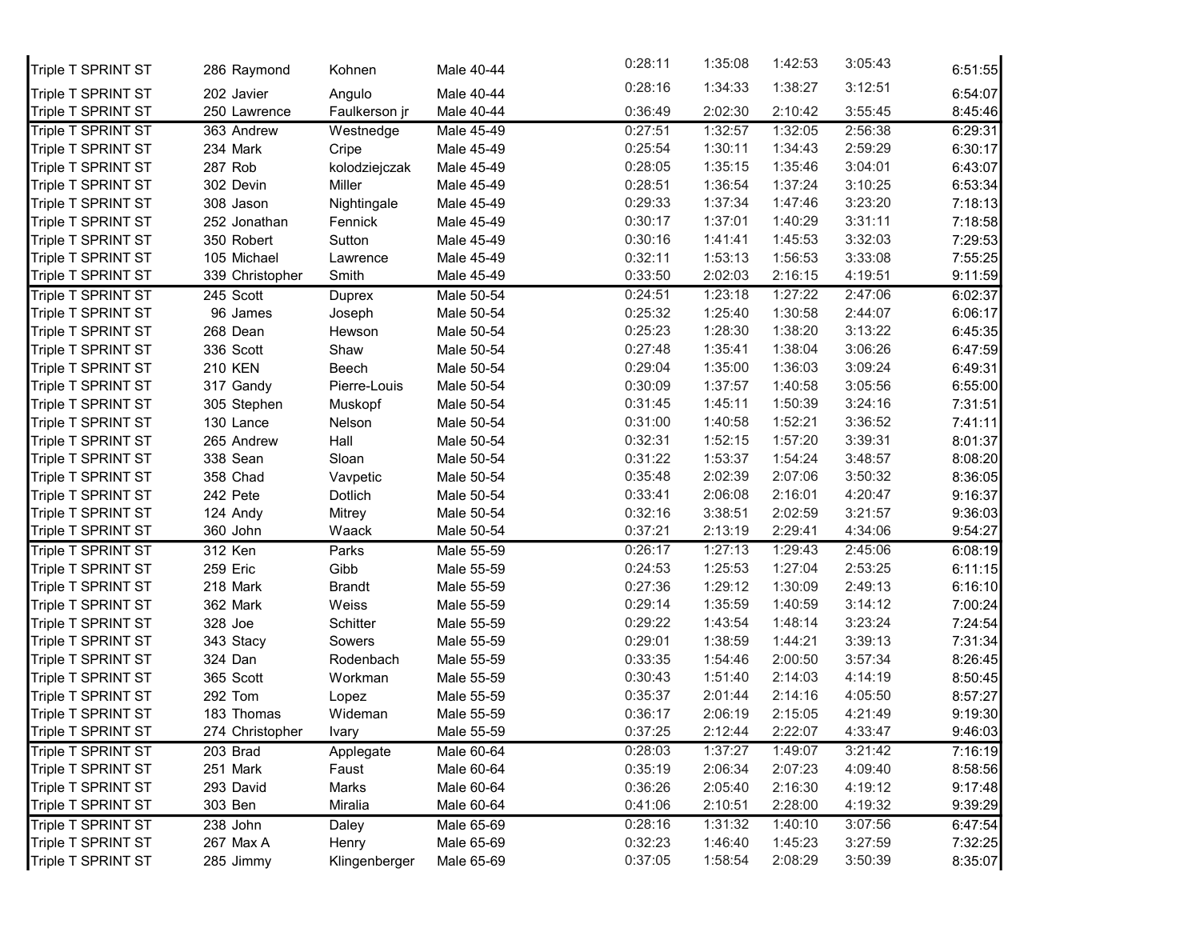| | | | | | | | | |
|---|---|---|---|---|---|---|---|---|
| Triple T SPRINT ST | 286 Raymond | Kohnen | Male 40-44 | 0:28:11 | 1:35:08 | 1:42:53 | 3:05:43 | 6:51:55 |
| Triple T SPRINT ST | 202 Javier | Angulo | Male 40-44 | 0:28:16 | 1:34:33 | 1:38:27 | 3:12:51 | 6:54:07 |
| Triple T SPRINT ST | 250 Lawrence | Faulkerson jr | Male 40-44 | 0:36:49 | 2:02:30 | 2:10:42 | 3:55:45 | 8:45:46 |
| Triple T SPRINT ST | 363 Andrew | Westnedge | Male 45-49 | 0:27:51 | 1:32:57 | 1:32:05 | 2:56:38 | 6:29:31 |
| Triple T SPRINT ST | 234 Mark | Cripe | Male 45-49 | 0:25:54 | 1:30:11 | 1:34:43 | 2:59:29 | 6:30:17 |
| Triple T SPRINT ST | 287 Rob | kolodziejczak | Male 45-49 | 0:28:05 | 1:35:15 | 1:35:46 | 3:04:01 | 6:43:07 |
| Triple T SPRINT ST | 302 Devin | Miller | Male 45-49 | 0:28:51 | 1:36:54 | 1:37:24 | 3:10:25 | 6:53:34 |
| Triple T SPRINT ST | 308 Jason | Nightingale | Male 45-49 | 0:29:33 | 1:37:34 | 1:47:46 | 3:23:20 | 7:18:13 |
| Triple T SPRINT ST | 252 Jonathan | Fennick | Male 45-49 | 0:30:17 | 1:37:01 | 1:40:29 | 3:31:11 | 7:18:58 |
| Triple T SPRINT ST | 350 Robert | Sutton | Male 45-49 | 0:30:16 | 1:41:41 | 1:45:53 | 3:32:03 | 7:29:53 |
| Triple T SPRINT ST | 105 Michael | Lawrence | Male 45-49 | 0:32:11 | 1:53:13 | 1:56:53 | 3:33:08 | 7:55:25 |
| Triple T SPRINT ST | 339 Christopher | Smith | Male 45-49 | 0:33:50 | 2:02:03 | 2:16:15 | 4:19:51 | 9:11:59 |
| Triple T SPRINT ST | 245 Scott | Duprex | Male 50-54 | 0:24:51 | 1:23:18 | 1:27:22 | 2:47:06 | 6:02:37 |
| Triple T SPRINT ST | 96 James | Joseph | Male 50-54 | 0:25:32 | 1:25:40 | 1:30:58 | 2:44:07 | 6:06:17 |
| Triple T SPRINT ST | 268 Dean | Hewson | Male 50-54 | 0:25:23 | 1:28:30 | 1:38:20 | 3:13:22 | 6:45:35 |
| Triple T SPRINT ST | 336 Scott | Shaw | Male 50-54 | 0:27:48 | 1:35:41 | 1:38:04 | 3:06:26 | 6:47:59 |
| Triple T SPRINT ST | 210 KEN | Beech | Male 50-54 | 0:29:04 | 1:35:00 | 1:36:03 | 3:09:24 | 6:49:31 |
| Triple T SPRINT ST | 317 Gandy | Pierre-Louis | Male 50-54 | 0:30:09 | 1:37:57 | 1:40:58 | 3:05:56 | 6:55:00 |
| Triple T SPRINT ST | 305 Stephen | Muskopf | Male 50-54 | 0:31:45 | 1:45:11 | 1:50:39 | 3:24:16 | 7:31:51 |
| Triple T SPRINT ST | 130 Lance | Nelson | Male 50-54 | 0:31:00 | 1:40:58 | 1:52:21 | 3:36:52 | 7:41:11 |
| Triple T SPRINT ST | 265 Andrew | Hall | Male 50-54 | 0:32:31 | 1:52:15 | 1:57:20 | 3:39:31 | 8:01:37 |
| Triple T SPRINT ST | 338 Sean | Sloan | Male 50-54 | 0:31:22 | 1:53:37 | 1:54:24 | 3:48:57 | 8:08:20 |
| Triple T SPRINT ST | 358 Chad | Vavpetic | Male 50-54 | 0:35:48 | 2:02:39 | 2:07:06 | 3:50:32 | 8:36:05 |
| Triple T SPRINT ST | 242 Pete | Dotlich | Male 50-54 | 0:33:41 | 2:06:08 | 2:16:01 | 4:20:47 | 9:16:37 |
| Triple T SPRINT ST | 124 Andy | Mitrey | Male 50-54 | 0:32:16 | 3:38:51 | 2:02:59 | 3:21:57 | 9:36:03 |
| Triple T SPRINT ST | 360 John | Waack | Male 50-54 | 0:37:21 | 2:13:19 | 2:29:41 | 4:34:06 | 9:54:27 |
| Triple T SPRINT ST | 312 Ken | Parks | Male 55-59 | 0:26:17 | 1:27:13 | 1:29:43 | 2:45:06 | 6:08:19 |
| Triple T SPRINT ST | 259 Eric | Gibb | Male 55-59 | 0:24:53 | 1:25:53 | 1:27:04 | 2:53:25 | 6:11:15 |
| Triple T SPRINT ST | 218 Mark | Brandt | Male 55-59 | 0:27:36 | 1:29:12 | 1:30:09 | 2:49:13 | 6:16:10 |
| Triple T SPRINT ST | 362 Mark | Weiss | Male 55-59 | 0:29:14 | 1:35:59 | 1:40:59 | 3:14:12 | 7:00:24 |
| Triple T SPRINT ST | 328 Joe | Schitter | Male 55-59 | 0:29:22 | 1:43:54 | 1:48:14 | 3:23:24 | 7:24:54 |
| Triple T SPRINT ST | 343 Stacy | Sowers | Male 55-59 | 0:29:01 | 1:38:59 | 1:44:21 | 3:39:13 | 7:31:34 |
| Triple T SPRINT ST | 324 Dan | Rodenbach | Male 55-59 | 0:33:35 | 1:54:46 | 2:00:50 | 3:57:34 | 8:26:45 |
| Triple T SPRINT ST | 365 Scott | Workman | Male 55-59 | 0:30:43 | 1:51:40 | 2:14:03 | 4:14:19 | 8:50:45 |
| Triple T SPRINT ST | 292 Tom | Lopez | Male 55-59 | 0:35:37 | 2:01:44 | 2:14:16 | 4:05:50 | 8:57:27 |
| Triple T SPRINT ST | 183 Thomas | Wideman | Male 55-59 | 0:36:17 | 2:06:19 | 2:15:05 | 4:21:49 | 9:19:30 |
| Triple T SPRINT ST | 274 Christopher | Ivary | Male 55-59 | 0:37:25 | 2:12:44 | 2:22:07 | 4:33:47 | 9:46:03 |
| Triple T SPRINT ST | 203 Brad | Applegate | Male 60-64 | 0:28:03 | 1:37:27 | 1:49:07 | 3:21:42 | 7:16:19 |
| Triple T SPRINT ST | 251 Mark | Faust | Male 60-64 | 0:35:19 | 2:06:34 | 2:07:23 | 4:09:40 | 8:58:56 |
| Triple T SPRINT ST | 293 David | Marks | Male 60-64 | 0:36:26 | 2:05:40 | 2:16:30 | 4:19:12 | 9:17:48 |
| Triple T SPRINT ST | 303 Ben | Miralia | Male 60-64 | 0:41:06 | 2:10:51 | 2:28:00 | 4:19:32 | 9:39:29 |
| Triple T SPRINT ST | 238 John | Daley | Male 65-69 | 0:28:16 | 1:31:32 | 1:40:10 | 3:07:56 | 6:47:54 |
| Triple T SPRINT ST | 267 Max A | Henry | Male 65-69 | 0:32:23 | 1:46:40 | 1:45:23 | 3:27:59 | 7:32:25 |
| Triple T SPRINT ST | 285 Jimmy | Klingenberger | Male 65-69 | 0:37:05 | 1:58:54 | 2:08:29 | 3:50:39 | 8:35:07 |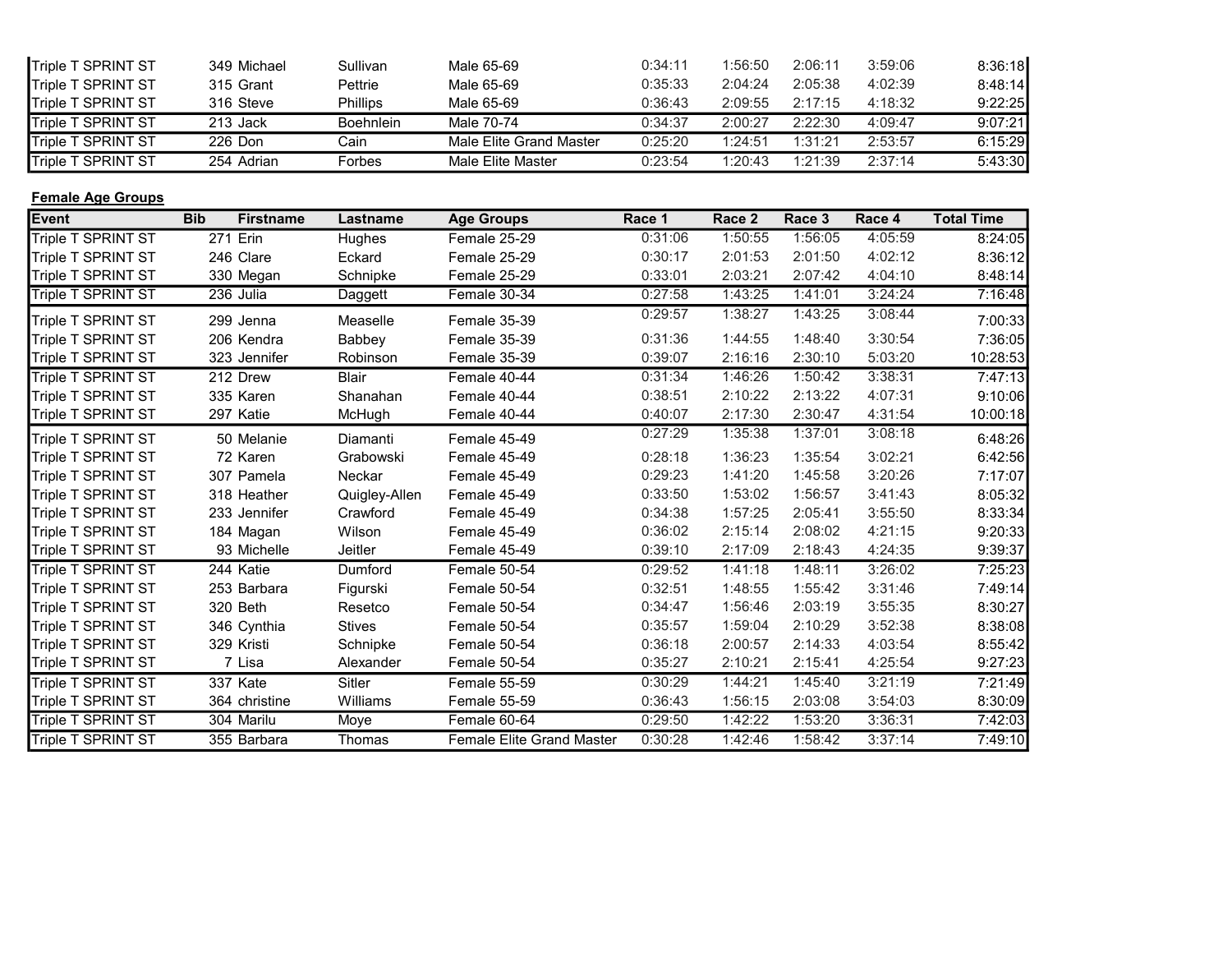| | | | | | | | | | |
|---|---|---|---|---|---|---|---|---|---|
| Triple T SPRINT ST | 349 | Michael | Sullivan | Male 65-69 | 0:34:11 | 1:56:50 | 2:06:11 | 3:59:06 | 8:36:18 |
| Triple T SPRINT ST | 315 | Grant | Pettrie | Male 65-69 | 0:35:33 | 2:04:24 | 2:05:38 | 4:02:39 | 8:48:14 |
| Triple T SPRINT ST | 316 | Steve | Phillips | Male 65-69 | 0:36:43 | 2:09:55 | 2:17:15 | 4:18:32 | 9:22:25 |
| Triple T SPRINT ST | 213 | Jack | Boehnlein | Male 70-74 | 0:34:37 | 2:00:27 | 2:22:30 | 4:09:47 | 9:07:21 |
| Triple T SPRINT ST | 226 | Don | Cain | Male Elite Grand Master | 0:25:20 | 1:24:51 | 1:31:21 | 2:53:57 | 6:15:29 |
| Triple T SPRINT ST | 254 | Adrian | Forbes | Male Elite Master | 0:23:54 | 1:20:43 | 1:21:39 | 2:37:14 | 5:43:30 |

**Female Age Groups**

| Event | Bib | Firstname | Lastname | Age Groups | Race 1 | Race 2 | Race 3 | Race 4 | Total Time |
|---|---|---|---|---|---|---|---|---|---|
| Triple T SPRINT ST | 271 | Erin | Hughes | Female 25-29 | 0:31:06 | 1:50:55 | 1:56:05 | 4:05:59 | 8:24:05 |
| Triple T SPRINT ST | 246 | Clare | Eckard | Female 25-29 | 0:30:17 | 2:01:53 | 2:01:50 | 4:02:12 | 8:36:12 |
| Triple T SPRINT ST | 330 | Megan | Schnipke | Female 25-29 | 0:33:01 | 2:03:21 | 2:07:42 | 4:04:10 | 8:48:14 |
| Triple T SPRINT ST | 236 | Julia | Daggett | Female 30-34 | 0:27:58 | 1:43:25 | 1:41:01 | 3:24:24 | 7:16:48 |
| Triple T SPRINT ST | 299 | Jenna | Measelle | Female 35-39 | 0:29:57 | 1:38:27 | 1:43:25 | 3:08:44 | 7:00:33 |
| Triple T SPRINT ST | 206 | Kendra | Babbey | Female 35-39 | 0:31:36 | 1:44:55 | 1:48:40 | 3:30:54 | 7:36:05 |
| Triple T SPRINT ST | 323 | Jennifer | Robinson | Female 35-39 | 0:39:07 | 2:16:16 | 2:30:10 | 5:03:20 | 10:28:53 |
| Triple T SPRINT ST | 212 | Drew | Blair | Female 40-44 | 0:31:34 | 1:46:26 | 1:50:42 | 3:38:31 | 7:47:13 |
| Triple T SPRINT ST | 335 | Karen | Shanahan | Female 40-44 | 0:38:51 | 2:10:22 | 2:13:22 | 4:07:31 | 9:10:06 |
| Triple T SPRINT ST | 297 | Katie | McHugh | Female 40-44 | 0:40:07 | 2:17:30 | 2:30:47 | 4:31:54 | 10:00:18 |
| Triple T SPRINT ST | 50 | Melanie | Diamanti | Female 45-49 | 0:27:29 | 1:35:38 | 1:37:01 | 3:08:18 | 6:48:26 |
| Triple T SPRINT ST | 72 | Karen | Grabowski | Female 45-49 | 0:28:18 | 1:36:23 | 1:35:54 | 3:02:21 | 6:42:56 |
| Triple T SPRINT ST | 307 | Pamela | Neckar | Female 45-49 | 0:29:23 | 1:41:20 | 1:45:58 | 3:20:26 | 7:17:07 |
| Triple T SPRINT ST | 318 | Heather | Quigley-Allen | Female 45-49 | 0:33:50 | 1:53:02 | 1:56:57 | 3:41:43 | 8:05:32 |
| Triple T SPRINT ST | 233 | Jennifer | Crawford | Female 45-49 | 0:34:38 | 1:57:25 | 2:05:41 | 3:55:50 | 8:33:34 |
| Triple T SPRINT ST | 184 | Magan | Wilson | Female 45-49 | 0:36:02 | 2:15:14 | 2:08:02 | 4:21:15 | 9:20:33 |
| Triple T SPRINT ST | 93 | Michelle | Jeitler | Female 45-49 | 0:39:10 | 2:17:09 | 2:18:43 | 4:24:35 | 9:39:37 |
| Triple T SPRINT ST | 244 | Katie | Dumford | Female 50-54 | 0:29:52 | 1:41:18 | 1:48:11 | 3:26:02 | 7:25:23 |
| Triple T SPRINT ST | 253 | Barbara | Figurski | Female 50-54 | 0:32:51 | 1:48:55 | 1:55:42 | 3:31:46 | 7:49:14 |
| Triple T SPRINT ST | 320 | Beth | Resetco | Female 50-54 | 0:34:47 | 1:56:46 | 2:03:19 | 3:55:35 | 8:30:27 |
| Triple T SPRINT ST | 346 | Cynthia | Stives | Female 50-54 | 0:35:57 | 1:59:04 | 2:10:29 | 3:52:38 | 8:38:08 |
| Triple T SPRINT ST | 329 | Kristi | Schnipke | Female 50-54 | 0:36:18 | 2:00:57 | 2:14:33 | 4:03:54 | 8:55:42 |
| Triple T SPRINT ST | 7 | Lisa | Alexander | Female 50-54 | 0:35:27 | 2:10:21 | 2:15:41 | 4:25:54 | 9:27:23 |
| Triple T SPRINT ST | 337 | Kate | Sitler | Female 55-59 | 0:30:29 | 1:44:21 | 1:45:40 | 3:21:19 | 7:21:49 |
| Triple T SPRINT ST | 364 | christine | Williams | Female 55-59 | 0:36:43 | 1:56:15 | 2:03:08 | 3:54:03 | 8:30:09 |
| Triple T SPRINT ST | 304 | Marilu | Moye | Female 60-64 | 0:29:50 | 1:42:22 | 1:53:20 | 3:36:31 | 7:42:03 |
| Triple T SPRINT ST | 355 | Barbara | Thomas | Female Elite Grand Master | 0:30:28 | 1:42:46 | 1:58:42 | 3:37:14 | 7:49:10 |